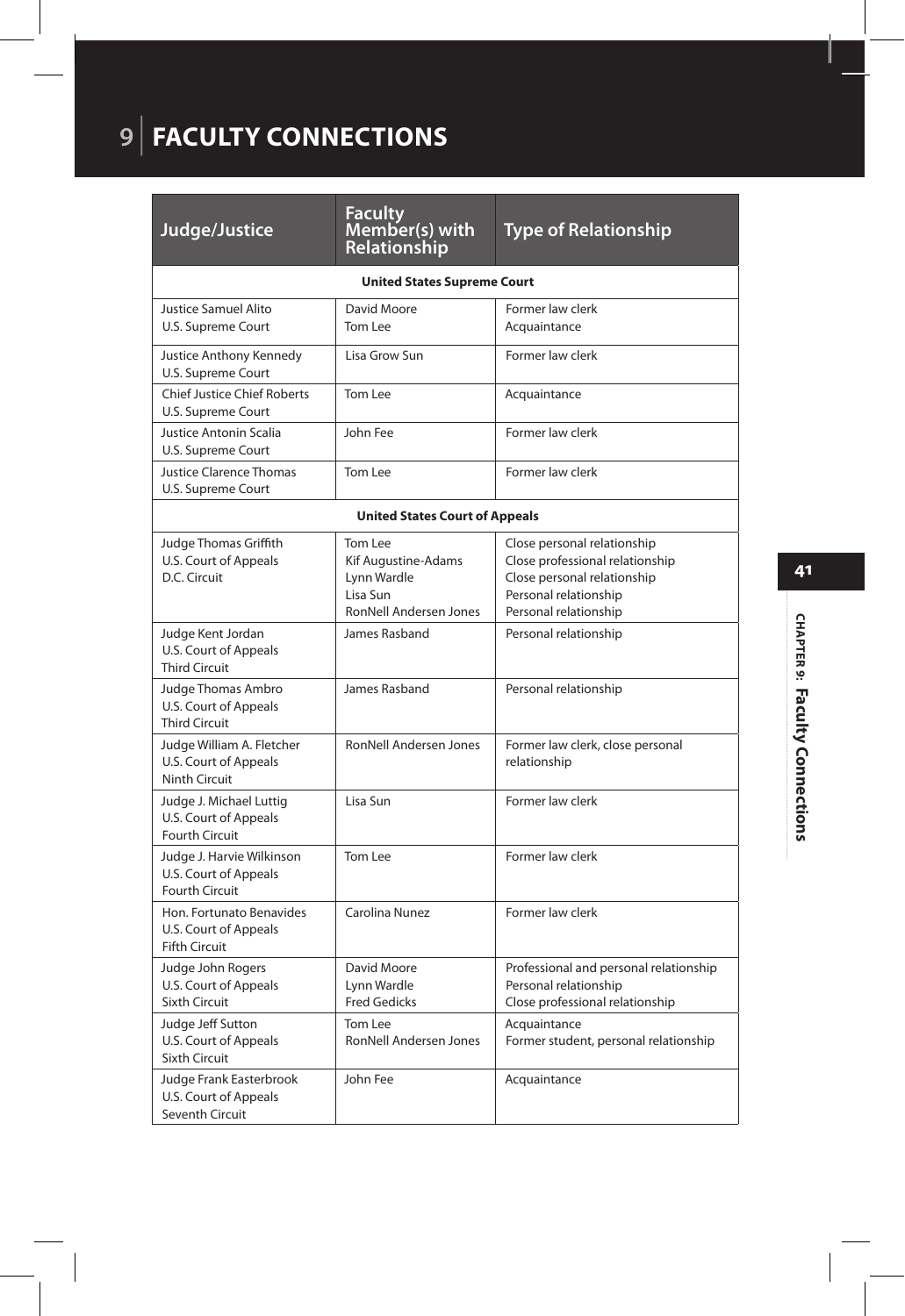# 9 FACULTY CONNECTIONS

| Judge/Justice | Faculty Member(s) with Relationship | Type of Relationship |
|---|---|---|
| **United States Supreme Court** | | |
| Justice Samuel Alito<br>U.S. Supreme Court | David Moore<br>Tom Lee | Former law clerk<br>Acquaintance |
| Justice Anthony Kennedy<br>U.S. Supreme Court | Lisa Grow Sun | Former law clerk |
| Chief Justice Chief Roberts<br>U.S. Supreme Court | Tom Lee | Acquaintance |
| Justice Antonin Scalia<br>U.S. Supreme Court | John Fee | Former law clerk |
| Justice Clarence Thomas<br>U.S. Supreme Court | Tom Lee | Former law clerk |
| **United States Court of Appeals** | | |
| Judge Thomas Griffith<br>U.S. Court of Appeals<br>D.C. Circuit | Tom Lee<br>Kif Augustine-Adams<br>Lynn Wardle<br>Lisa Sun<br>RonNell Andersen Jones | Close personal relationship<br>Close professional relationship<br>Close personal relationship<br>Personal relationship<br>Personal relationship |
| Judge Kent Jordan<br>U.S. Court of Appeals<br>Third Circuit | James Rasband | Personal relationship |
| Judge Thomas Ambro<br>U.S. Court of Appeals<br>Third Circuit | James Rasband | Personal relationship |
| Judge William A. Fletcher<br>U.S. Court of Appeals<br>Ninth Circuit | RonNell Andersen Jones | Former law clerk, close personal relationship |
| Judge J. Michael Luttig<br>U.S. Court of Appeals<br>Fourth Circuit | Lisa Sun | Former law clerk |
| Judge J. Harvie Wilkinson<br>U.S. Court of Appeals<br>Fourth Circuit | Tom Lee | Former law clerk |
| Hon. Fortunato Benavides<br>U.S. Court of Appeals<br>Fifth Circuit | Carolina Nunez | Former law clerk |
| Judge John Rogers<br>U.S. Court of Appeals<br>Sixth Circuit | David Moore<br>Lynn Wardle<br>Fred Gedicks | Professional and personal relationship<br>Personal relationship<br>Close professional relationship |
| Judge Jeff Sutton<br>U.S. Court of Appeals<br>Sixth Circuit | Tom Lee<br>RonNell Andersen Jones | Acquaintance<br>Former student, personal relationship |
| Judge Frank Easterbrook<br>U.S. Court of Appeals<br>Seventh Circuit | John Fee | Acquaintance |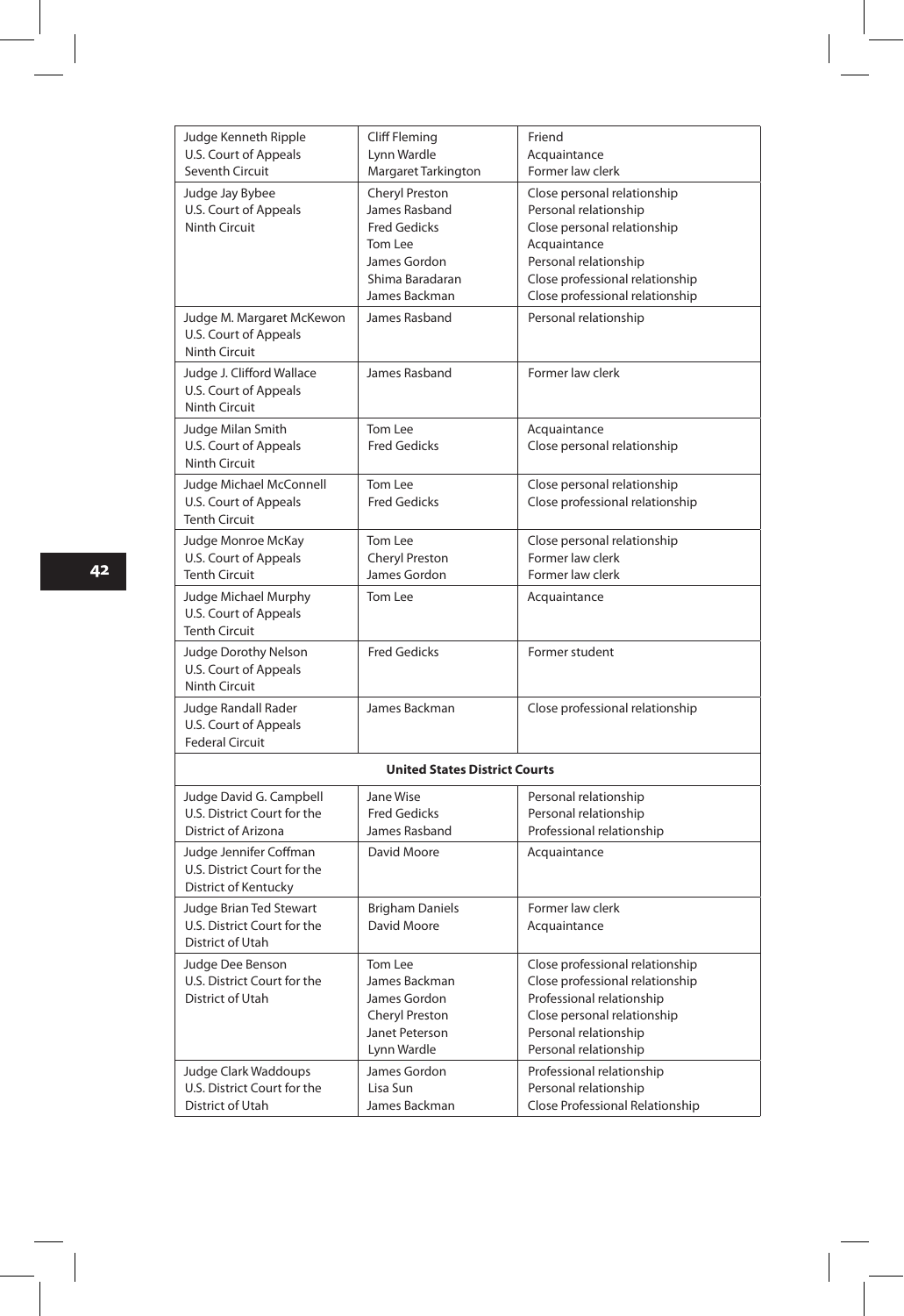| | | |
|---|---|---|
| Judge Kenneth Ripple<br>U.S. Court of Appeals<br>Seventh Circuit | Cliff Fleming<br>Lynn Wardle<br>Margaret Tarkington | Friend<br>Acquaintance<br>Former law clerk |
| Judge Jay Bybee<br>U.S. Court of Appeals<br>Ninth Circuit | Cheryl Preston<br>James Rasband<br>Fred Gedicks<br>Tom Lee<br>James Gordon<br>Shima Baradaran<br>James Backman | Close personal relationship<br>Personal relationship<br>Close personal relationship<br>Acquaintance<br>Personal relationship<br>Close professional relationship<br>Close professional relationship |
| Judge M. Margaret McKewon<br>U.S. Court of Appeals<br>Ninth Circuit | James Rasband | Personal relationship |
| Judge J. Clifford Wallace<br>U.S. Court of Appeals<br>Ninth Circuit | James Rasband | Former law clerk |
| Judge Milan Smith<br>U.S. Court of Appeals<br>Ninth Circuit | Tom Lee<br>Fred Gedicks | Acquaintance<br>Close personal relationship |
| Judge Michael McConnell<br>U.S. Court of Appeals<br>Tenth Circuit | Tom Lee<br>Fred Gedicks | Close personal relationship<br>Close professional relationship |
| Judge Monroe McKay<br>U.S. Court of Appeals<br>Tenth Circuit | Tom Lee<br>Cheryl Preston<br>James Gordon | Close personal relationship<br>Former law clerk<br>Former law clerk |
| Judge Michael Murphy<br>U.S. Court of Appeals<br>Tenth Circuit | Tom Lee | Acquaintance |
| Judge Dorothy Nelson<br>U.S. Court of Appeals<br>Ninth Circuit | Fred Gedicks | Former student |
| Judge Randall Rader<br>U.S. Court of Appeals<br>Federal Circuit | James Backman | Close professional relationship |
| **United States District Courts** | | |
| Judge David G. Campbell<br>U.S. District Court for the<br>District of Arizona | Jane Wise<br>Fred Gedicks<br>James Rasband | Personal relationship<br>Personal relationship<br>Professional relationship |
| Judge Jennifer Coffman<br>U.S. District Court for the<br>District of Kentucky | David Moore | Acquaintance |
| Judge Brian Ted Stewart<br>U.S. District Court for the<br>District of Utah | Brigham Daniels<br>David Moore | Former law clerk<br>Acquaintance |
| Judge Dee Benson<br>U.S. District Court for the<br>District of Utah | Tom Lee<br>James Backman<br>James Gordon<br>Cheryl Preston<br>Janet Peterson<br>Lynn Wardle | Close professional relationship<br>Close professional relationship<br>Professional relationship<br>Close personal relationship<br>Personal relationship<br>Personal relationship |
| Judge Clark Waddoups<br>U.S. District Court for the<br>District of Utah | James Gordon<br>Lisa Sun<br>James Backman | Professional relationship<br>Personal relationship<br>Close Professional Relationship |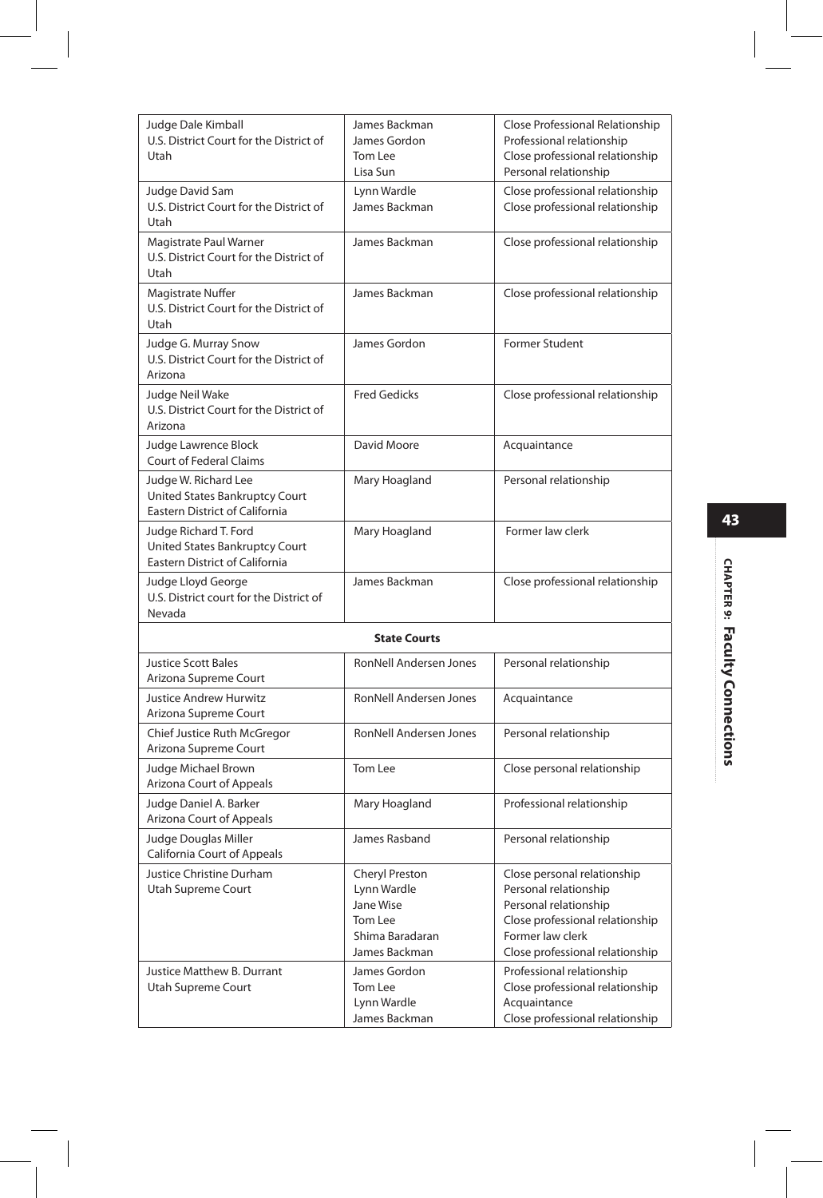| | | |
|---|---|---|
| Judge Dale Kimball<br>U.S. District Court for the District of Utah | James Backman<br>James Gordon<br>Tom Lee<br>Lisa Sun | Close Professional Relationship<br>Professional relationship<br>Close professional relationship<br>Personal relationship |
| Judge David Sam<br>U.S. District Court for the District of Utah | Lynn Wardle<br>James Backman | Close professional relationship<br>Close professional relationship |
| Magistrate Paul Warner<br>U.S. District Court for the District of Utah | James Backman | Close professional relationship |
| Magistrate Nuffer<br>U.S. District Court for the District of Utah | James Backman | Close professional relationship |
| Judge G. Murray Snow<br>U.S. District Court for the District of Arizona | James Gordon | Former Student |
| Judge Neil Wake<br>U.S. District Court for the District of Arizona | Fred Gedicks | Close professional relationship |
| Judge Lawrence Block<br>Court of Federal Claims | David Moore | Acquaintance |
| Judge W. Richard Lee<br>United States Bankruptcy Court<br>Eastern District of California | Mary Hoagland | Personal relationship |
| Judge Richard T. Ford<br>United States Bankruptcy Court<br>Eastern District of California | Mary Hoagland | Former law clerk |
| Judge Lloyd George<br>U.S. District court for the District of Nevada | James Backman | Close professional relationship |
| **State Courts** | | |
| Justice Scott Bales<br>Arizona Supreme Court | RonNell Andersen Jones | Personal relationship |
| Justice Andrew Hurwitz<br>Arizona Supreme Court | RonNell Andersen Jones | Acquaintance |
| Chief Justice Ruth McGregor<br>Arizona Supreme Court | RonNell Andersen Jones | Personal relationship |
| Judge Michael Brown<br>Arizona Court of Appeals | Tom Lee | Close personal relationship |
| Judge Daniel A. Barker<br>Arizona Court of Appeals | Mary Hoagland | Professional relationship |
| Judge Douglas Miller<br>California Court of Appeals | James Rasband | Personal relationship |
| Justice Christine Durham<br>Utah Supreme Court | Cheryl Preston<br>Lynn Wardle<br>Jane Wise<br>Tom Lee<br>Shima Baradaran<br>James Backman | Close personal relationship<br>Personal relationship<br>Personal relationship<br>Close professional relationship<br>Former law clerk<br>Close professional relationship |
| Justice Matthew B. Durrant<br>Utah Supreme Court | James Gordon<br>Tom Lee<br>Lynn Wardle<br>James Backman | Professional relationship<br>Close professional relationship<br>Acquaintance<br>Close professional relationship |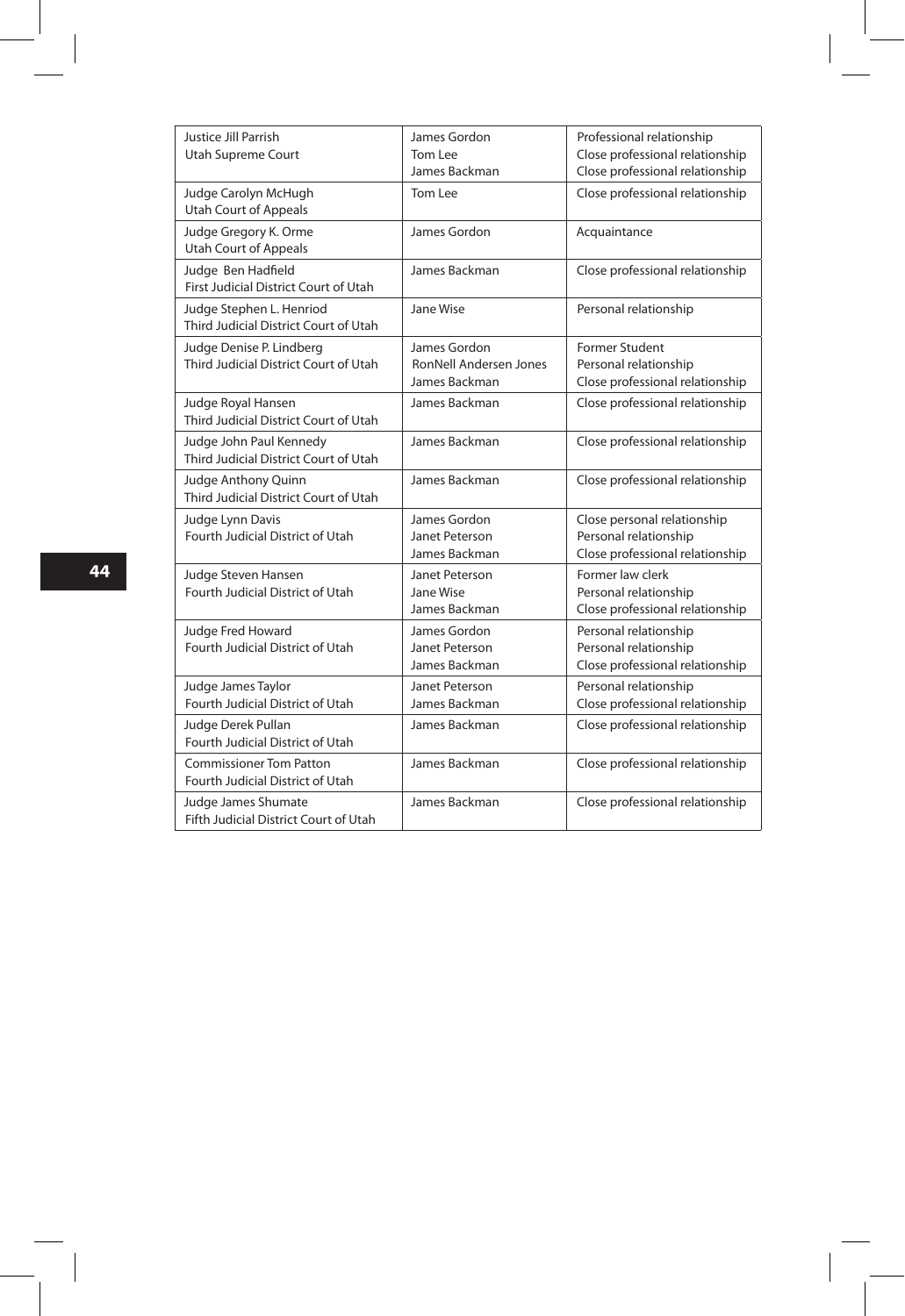| | | |
|---|---|---|
| Justice Jill Parrish<br>Utah Supreme Court | James Gordon<br>Tom Lee<br>James Backman | Professional relationship<br>Close professional relationship<br>Close professional relationship |
| Judge Carolyn McHugh<br>Utah Court of Appeals | Tom Lee | Close professional relationship |
| Judge Gregory K. Orme<br>Utah Court of Appeals | James Gordon | Acquaintance |
| Judge Ben Hadfield<br>First Judicial District Court of Utah | James Backman | Close professional relationship |
| Judge Stephen L. Henriod<br>Third Judicial District Court of Utah | Jane Wise | Personal relationship |
| Judge Denise P. Lindberg<br>Third Judicial District Court of Utah | James Gordon<br>RonNell Andersen Jones<br>James Backman | Former Student<br>Personal relationship<br>Close professional relationship |
| Judge Royal Hansen<br>Third Judicial District Court of Utah | James Backman | Close professional relationship |
| Judge John Paul Kennedy<br>Third Judicial District Court of Utah | James Backman | Close professional relationship |
| Judge Anthony Quinn<br>Third Judicial District Court of Utah | James Backman | Close professional relationship |
| Judge Lynn Davis<br>Fourth Judicial District of Utah | James Gordon<br>Janet Peterson<br>James Backman | Close personal relationship<br>Personal relationship<br>Close professional relationship |
| Judge Steven Hansen<br>Fourth Judicial District of Utah | Janet Peterson<br>Jane Wise<br>James Backman | Former law clerk<br>Personal relationship<br>Close professional relationship |
| Judge Fred Howard<br>Fourth Judicial District of Utah | James Gordon<br>Janet Peterson<br>James Backman | Personal relationship<br>Personal relationship<br>Close professional relationship |
| Judge James Taylor<br>Fourth Judicial District of Utah | Janet Peterson<br>James Backman | Personal relationship<br>Close professional relationship |
| Judge Derek Pullan<br>Fourth Judicial District of Utah | James Backman | Close professional relationship |
| Commissioner Tom Patton<br>Fourth Judicial District of Utah | James Backman | Close professional relationship |
| Judge James Shumate<br>Fifth Judicial District Court of Utah | James Backman | Close professional relationship |